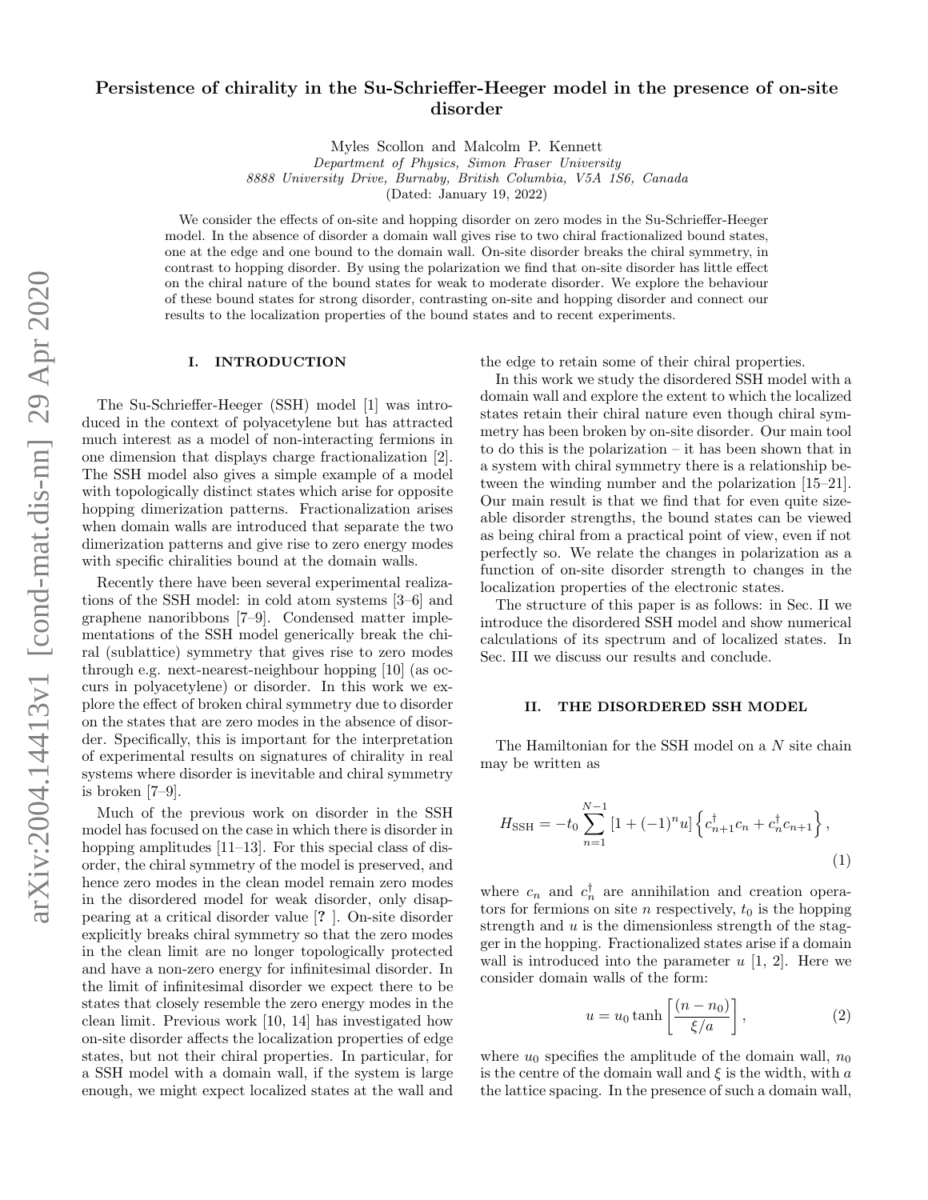# Persistence of chirality in the Su-Schrieffer-Heeger model in the presence of on-site disorder

Myles Scollon and Malcolm P. Kennett

*Department of Physics, Simon Fraser University*
*8888 University Drive, Burnaby, British Columbia, V5A 1S6, Canada*
(Dated: January 19, 2022)

We consider the effects of on-site and hopping disorder on zero modes in the Su-Schrieffer-Heeger model. In the absence of disorder a domain wall gives rise to two chiral fractionalized bound states, one at the edge and one bound to the domain wall. On-site disorder breaks the chiral symmetry, in contrast to hopping disorder. By using the polarization we find that on-site disorder has little effect on the chiral nature of the bound states for weak to moderate disorder. We explore the behaviour of these bound states for strong disorder, contrasting on-site and hopping disorder and connect our results to the localization properties of the bound states and to recent experiments.

## I. INTRODUCTION

The Su-Schrieffer-Heeger (SSH) model [1] was introduced in the context of polyacetylene but has attracted much interest as a model of non-interacting fermions in one dimension that displays charge fractionalization [2]. The SSH model also gives a simple example of a model with topologically distinct states which arise for opposite hopping dimerization patterns. Fractionalization arises when domain walls are introduced that separate the two dimerization patterns and give rise to zero energy modes with specific chiralities bound at the domain walls.

Recently there have been several experimental realizations of the SSH model: in cold atom systems [3–6] and graphene nanoribbons [7–9]. Condensed matter implementations of the SSH model generically break the chiral (sublattice) symmetry that gives rise to zero modes through e.g. next-nearest-neighbour hopping [10] (as occurs in polyacetylene) or disorder. In this work we explore the effect of broken chiral symmetry due to disorder on the states that are zero modes in the absence of disorder. Specifically, this is important for the interpretation of experimental results on signatures of chirality in real systems where disorder is inevitable and chiral symmetry is broken [7–9].

Much of the previous work on disorder in the SSH model has focused on the case in which there is disorder in hopping amplitudes [11–13]. For this special class of disorder, the chiral symmetry of the model is preserved, and hence zero modes in the clean model remain zero modes in the disordered model for weak disorder, only disappearing at a critical disorder value [? ]. On-site disorder explicitly breaks chiral symmetry so that the zero modes in the clean limit are no longer topologically protected and have a non-zero energy for infinitesimal disorder. In the limit of infinitesimal disorder we expect there to be states that closely resemble the zero energy modes in the clean limit. Previous work [10, 14] has investigated how on-site disorder affects the localization properties of edge states, but not their chiral properties. In particular, for a SSH model with a domain wall, if the system is large enough, we might expect localized states at the wall and the edge to retain some of their chiral properties.

In this work we study the disordered SSH model with a domain wall and explore the extent to which the localized states retain their chiral nature even though chiral symmetry has been broken by on-site disorder. Our main tool to do this is the polarization – it has been shown that in a system with chiral symmetry there is a relationship between the winding number and the polarization [15–21]. Our main result is that we find that for even quite sizeable disorder strengths, the bound states can be viewed as being chiral from a practical point of view, even if not perfectly so. We relate the changes in polarization as a function of on-site disorder strength to changes in the localization properties of the electronic states.

The structure of this paper is as follows: in Sec. II we introduce the disordered SSH model and show numerical calculations of its spectrum and of localized states. In Sec. III we discuss our results and conclude.

## II. THE DISORDERED SSH MODEL

The Hamiltonian for the SSH model on a $N$ site chain may be written as

$$H_{\rm SSH} = -t_0 \sum_{n=1}^{N-1} \left[1 + (-1)^n u\right] \left\{ c^\dagger_{n+1} c_n + c^\dagger_n c_{n+1} \right\}, \tag{1}$$

where $c_n$ and $c^\dagger_n$ are annihilation and creation operators for fermions on site $n$ respectively, $t_0$ is the hopping strength and $u$ is the dimensionless strength of the stagger in the hopping. Fractionalized states arise if a domain wall is introduced into the parameter $u$ [1, 2]. Here we consider domain walls of the form:

$$u = u_0 \tanh\left[\frac{(n - n_0)}{\xi/a}\right], \tag{2}$$

where $u_0$ specifies the amplitude of the domain wall, $n_0$ is the centre of the domain wall and $\xi$ is the width, with $a$ the lattice spacing. In the presence of such a domain wall,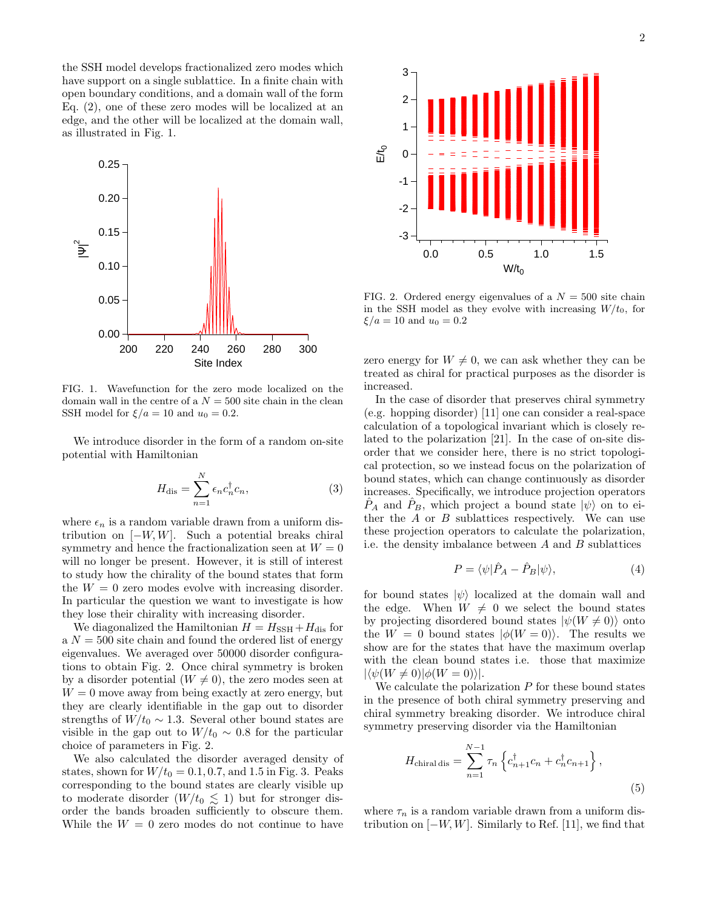the SSH model develops fractionalized zero modes which have support on a single sublattice. In a finite chain with open boundary conditions, and a domain wall of the form Eq. (2), one of these zero modes will be localized at an edge, and the other will be localized at the domain wall, as illustrated in Fig. 1.

FIG. 1. Wavefunction for the zero mode localized on the domain wall in the centre of a $N = 500$ site chain in the clean SSH model for $\xi/a = 10$ and $u_0 = 0.2$.

We introduce disorder in the form of a random on-site potential with Hamiltonian

$$H_{\rm dis} = \sum_{n=1}^{N} \epsilon_n c_n^\dagger c_n, \tag{3}$$

where $\epsilon_n$ is a random variable drawn from a uniform distribution on $[-W, W]$. Such a potential breaks chiral symmetry and hence the fractionalization seen at $W = 0$ will no longer be present. However, it is still of interest to study how the chirality of the bound states that form the $W = 0$ zero modes evolve with increasing disorder. In particular the question we want to investigate is how they lose their chirality with increasing disorder.

We diagonalized the Hamiltonian $H = H_{\rm SSH} + H_{\rm dis}$ for a $N = 500$ site chain and found the ordered list of energy eigenvalues. We averaged over 50000 disorder configurations to obtain Fig. 2. Once chiral symmetry is broken by a disorder potential ($W \neq 0$), the zero modes seen at $W = 0$ move away from being exactly at zero energy, but they are clearly identifiable in the gap out to disorder strengths of $W/t_0 \sim 1.3$. Several other bound states are visible in the gap out to $W/t_0 \sim 0.8$ for the particular choice of parameters in Fig. 2.

We also calculated the disorder averaged density of states, shown for $W/t_0 = 0.1, 0.7$, and 1.5 in Fig. 3. Peaks corresponding to the bound states are clearly visible up to moderate disorder ($W/t_0 \lesssim 1$) but for stronger disorder the bands broaden sufficiently to obscure them. While the $W = 0$ zero modes do not continue to have zero energy for $W \neq 0$, we can ask whether they can be treated as chiral for practical purposes as the disorder is increased.

FIG. 2. Ordered energy eigenvalues of a $N = 500$ site chain in the SSH model as they evolve with increasing $W/t_0$, for $\xi/a = 10$ and $u_0 = 0.2$

In the case of disorder that preserves chiral symmetry (e.g. hopping disorder) [11] one can consider a real-space calculation of a topological invariant which is closely related to the polarization [21]. In the case of on-site disorder that we consider here, there is no strict topological protection, so we instead focus on the polarization of bound states, which can change continuously as disorder increases. Specifically, we introduce projection operators $\hat{P}_A$ and $\hat{P}_B$, which project a bound state $|\psi\rangle$ on to either the $A$ or $B$ sublattices respectively. We can use these projection operators to calculate the polarization, i.e. the density imbalance between $A$ and $B$ sublattices

$$P = \langle\psi|\hat{P}_A - \hat{P}_B|\psi\rangle, \tag{4}$$

for bound states $|\psi\rangle$ localized at the domain wall and the edge. When $W \neq 0$ we select the bound states by projecting disordered bound states $|\psi(W \neq 0)\rangle$ onto the $W = 0$ bound states $|\phi(W = 0)\rangle$. The results we show are for the states that have the maximum overlap with the clean bound states i.e. those that maximize $|\langle\psi(W \neq 0)|\phi(W = 0)\rangle|$.

We calculate the polarization $P$ for these bound states in the presence of both chiral symmetry preserving and chiral symmetry breaking disorder. We introduce chiral symmetry preserving disorder via the Hamiltonian

$$H_{\rm chiral\,dis} = \sum_{n=1}^{N-1} \tau_n \left\{ c_{n+1}^\dagger c_n + c_n^\dagger c_{n+1} \right\}, \tag{5}$$

where $\tau_n$ is a random variable drawn from a uniform distribution on $[-W, W]$. Similarly to Ref. [11], we find that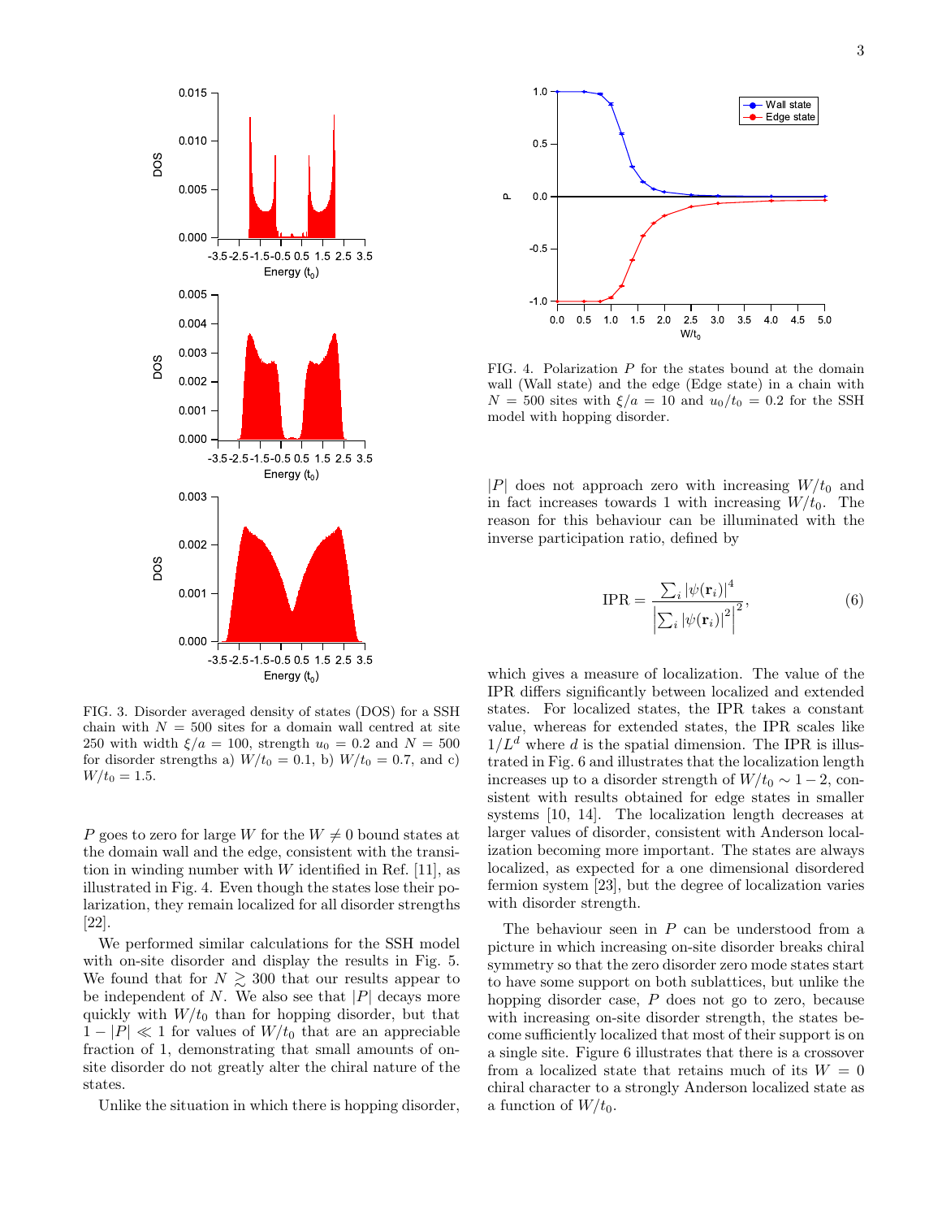FIG. 3. Disorder averaged density of states (DOS) for a SSH chain with $N = 500$ sites for a domain wall centred at site 250 with width $\xi/a = 100$, strength $u_0 = 0.2$ and $N = 500$ for disorder strengths a) $W/t_0 = 0.1$, b) $W/t_0 = 0.7$, and c) $W/t_0 = 1.5$.

$P$ goes to zero for large $W$ for the $W \neq 0$ bound states at the domain wall and the edge, consistent with the transition in winding number with $W$ identified in Ref. [11], as illustrated in Fig. 4. Even though the states lose their polarization, they remain localized for all disorder strengths [22].

We performed similar calculations for the SSH model with on-site disorder and display the results in Fig. 5. We found that for $N \gtrsim 300$ that our results appear to be independent of $N$. We also see that $|P|$ decays more quickly with $W/t_0$ than for hopping disorder, but that $1 - |P| \ll 1$ for values of $W/t_0$ that are an appreciable fraction of 1, demonstrating that small amounts of on-site disorder do not greatly alter the chiral nature of the states.

Unlike the situation in which there is hopping disorder, $|P|$ does not approach zero with increasing $W/t_0$ and in fact increases towards 1 with increasing $W/t_0$. The reason for this behaviour can be illuminated with the inverse participation ratio, defined by

$$\mathrm{IPR} = \frac{\sum_i |\psi(\mathbf{r}_i)|^4}{\left|\sum_i |\psi(\mathbf{r}_i)|^2\right|^2}, \tag{6}$$

which gives a measure of localization. The value of the IPR differs significantly between localized and extended states. For localized states, the IPR takes a constant value, whereas for extended states, the IPR scales like $1/L^d$ where $d$ is the spatial dimension. The IPR is illustrated in Fig. 6 and illustrates that the localization length increases up to a disorder strength of $W/t_0 \sim 1-2$, consistent with results obtained for edge states in smaller systems [10, 14]. The localization length decreases at larger values of disorder, consistent with Anderson localization becoming more important. The states are always localized, as expected for a one dimensional disordered fermion system [23], but the degree of localization varies with disorder strength.

FIG. 4. Polarization $P$ for the states bound at the domain wall (Wall state) and the edge (Edge state) in a chain with $N = 500$ sites with $\xi/a = 10$ and $u_0/t_0 = 0.2$ for the SSH model with hopping disorder.

The behaviour seen in $P$ can be understood from a picture in which increasing on-site disorder breaks chiral symmetry so that the zero disorder zero mode states start to have some support on both sublattices, but unlike the hopping disorder case, $P$ does not go to zero, because with increasing on-site disorder strength, the states become sufficiently localized that most of their support is on a single site. Figure 6 illustrates that there is a crossover from a localized state that retains much of its $W = 0$ chiral character to a strongly Anderson localized state as a function of $W/t_0$.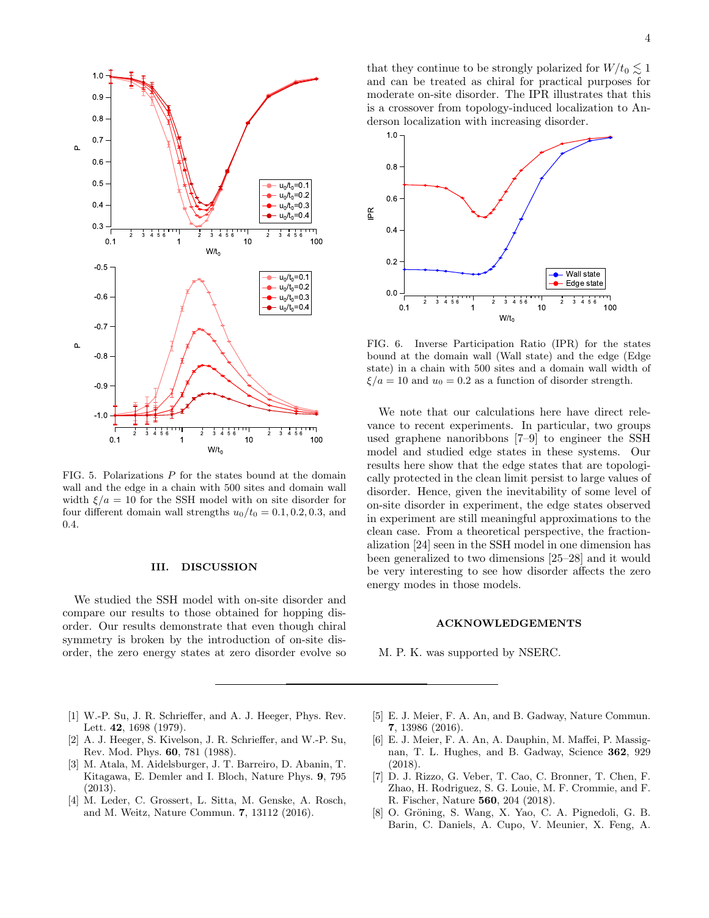FIG. 5. Polarizations $P$ for the states bound at the domain wall and the edge in a chain with 500 sites and domain wall width $\xi/a = 10$ for the SSH model with on site disorder for four different domain wall strengths $u_0/t_0 = 0.1, 0.2, 0.3$, and 0.4.

## III. DISCUSSION

We studied the SSH model with on-site disorder and compare our results to those obtained for hopping disorder. Our results demonstrate that even though chiral symmetry is broken by the introduction of on-site disorder, the zero energy states at zero disorder evolve so that they continue to be strongly polarized for $W/t_0 \lesssim 1$ and can be treated as chiral for practical purposes for moderate on-site disorder. The IPR illustrates that this is a crossover from topology-induced localization to Anderson localization with increasing disorder.

FIG. 6. Inverse Participation Ratio (IPR) for the states bound at the domain wall (Wall state) and the edge (Edge state) in a chain with 500 sites and a domain wall width of $\xi/a = 10$ and $u_0 = 0.2$ as a function of disorder strength.

We note that our calculations here have direct relevance to recent experiments. In particular, two groups used graphene nanoribbons [7–9] to engineer the SSH model and studied edge states in these systems. Our results here show that the edge states that are topologically protected in the clean limit persist to large values of disorder. Hence, given the inevitability of some level of on-site disorder in experiment, the edge states observed in experiment are still meaningful approximations to the clean case. From a theoretical perspective, the fractionalization [24] seen in the SSH model in one dimension has been generalized to two dimensions [25–28] and it would be very interesting to see how disorder affects the zero energy modes in those models.

## ACKNOWLEDGEMENTS

M. P. K. was supported by NSERC.

---

[1] W.-P. Su, J. R. Schrieffer, and A. J. Heeger, Phys. Rev. Lett. **42**, 1698 (1979).

[2] A. J. Heeger, S. Kivelson, J. R. Schrieffer, and W.-P. Su, Rev. Mod. Phys. **60**, 781 (1988).

[3] M. Atala, M. Aidelsburger, J. T. Barreiro, D. Abanin, T. Kitagawa, E. Demler and I. Bloch, Nature Phys. **9**, 795 (2013).

[4] M. Leder, C. Grossert, L. Sitta, M. Genske, A. Rosch, and M. Weitz, Nature Commun. **7**, 13112 (2016).

[5] E. J. Meier, F. A. An, and B. Gadway, Nature Commun. **7**, 13986 (2016).

[6] E. J. Meier, F. A. An, A. Dauphin, M. Maffei, P. Massignan, T. L. Hughes, and B. Gadway, Science **362**, 929 (2018).

[7] D. J. Rizzo, G. Veber, T. Cao, C. Bronner, T. Chen, F. Zhao, H. Rodriguez, S. G. Louie, M. F. Crommie, and F. R. Fischer, Nature **560**, 204 (2018).

[8] O. Gröning, S. Wang, X. Yao, C. A. Pignedoli, G. B. Barin, C. Daniels, A. Cupo, V. Meunier, X. Feng, A.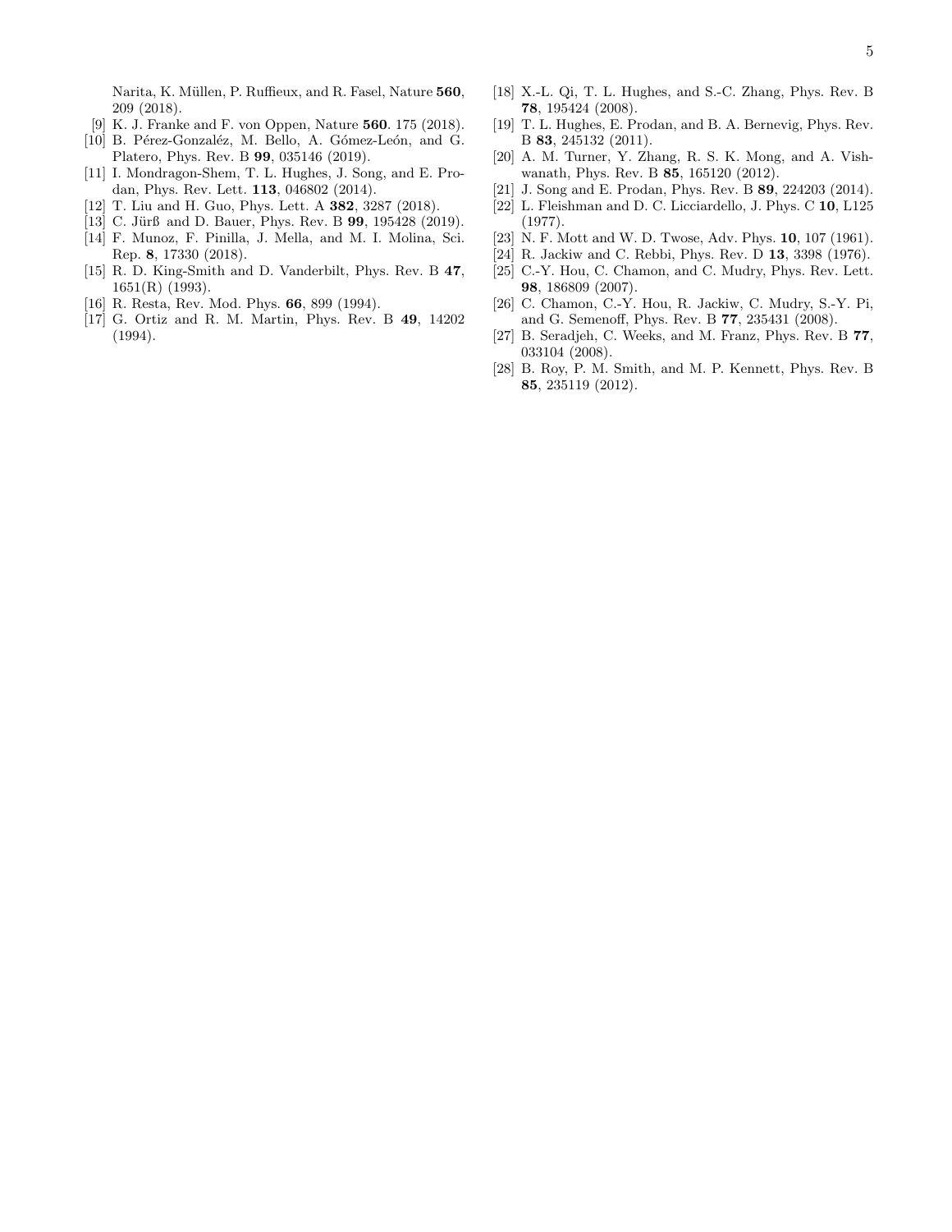Narita, K. Müllen, P. Ruffieux, and R. Fasel, Nature **560**, 209 (2018).

[9] K. J. Franke and F. von Oppen, Nature **560**. 175 (2018).

[10] B. Pérez-Gonzaléz, M. Bello, A. Gómez-León, and G. Platero, Phys. Rev. B **99**, 035146 (2019).

[11] I. Mondragon-Shem, T. L. Hughes, J. Song, and E. Prodan, Phys. Rev. Lett. **113**, 046802 (2014).

[12] T. Liu and H. Guo, Phys. Lett. A **382**, 3287 (2018).

[13] C. Jürß and D. Bauer, Phys. Rev. B **99**, 195428 (2019).

[14] F. Munoz, F. Pinilla, J. Mella, and M. I. Molina, Sci. Rep. **8**, 17330 (2018).

[15] R. D. King-Smith and D. Vanderbilt, Phys. Rev. B **47**, 1651(R) (1993).

[16] R. Resta, Rev. Mod. Phys. **66**, 899 (1994).

[17] G. Ortiz and R. M. Martin, Phys. Rev. B **49**, 14202 (1994).

[18] X.-L. Qi, T. L. Hughes, and S.-C. Zhang, Phys. Rev. B **78**, 195424 (2008).

[19] T. L. Hughes, E. Prodan, and B. A. Bernevig, Phys. Rev. B **83**, 245132 (2011).

[20] A. M. Turner, Y. Zhang, R. S. K. Mong, and A. Vishwanath, Phys. Rev. B **85**, 165120 (2012).

[21] J. Song and E. Prodan, Phys. Rev. B **89**, 224203 (2014).

[22] L. Fleishman and D. C. Licciardello, J. Phys. C **10**, L125 (1977).

[23] N. F. Mott and W. D. Twose, Adv. Phys. **10**, 107 (1961).

[24] R. Jackiw and C. Rebbi, Phys. Rev. D **13**, 3398 (1976).

[25] C.-Y. Hou, C. Chamon, and C. Mudry, Phys. Rev. Lett. **98**, 186809 (2007).

[26] C. Chamon, C.-Y. Hou, R. Jackiw, C. Mudry, S.-Y. Pi, and G. Semenoff, Phys. Rev. B **77**, 235431 (2008).

[27] B. Seradjeh, C. Weeks, and M. Franz, Phys. Rev. B **77**, 033104 (2008).

[28] B. Roy, P. M. Smith, and M. P. Kennett, Phys. Rev. B **85**, 235119 (2012).